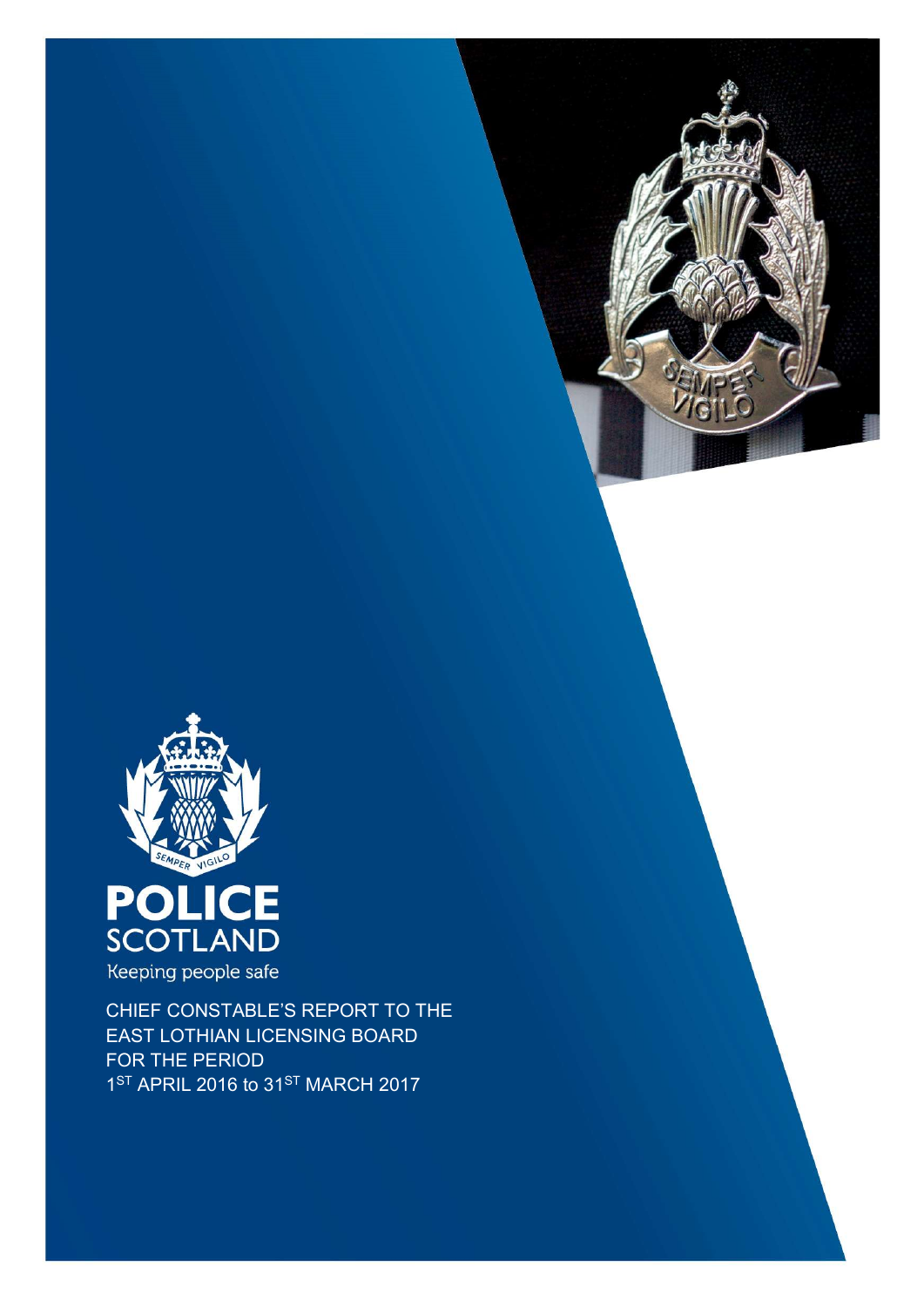POLICE SCOTLAND

Keeping people safe

CHIEF CONSTABLE'S REPORT TO THE EAST LOTHIAN LICENSING BOARD FOR THE PERIOD 1ST APRIL 2016 to 31ST MARCH 2017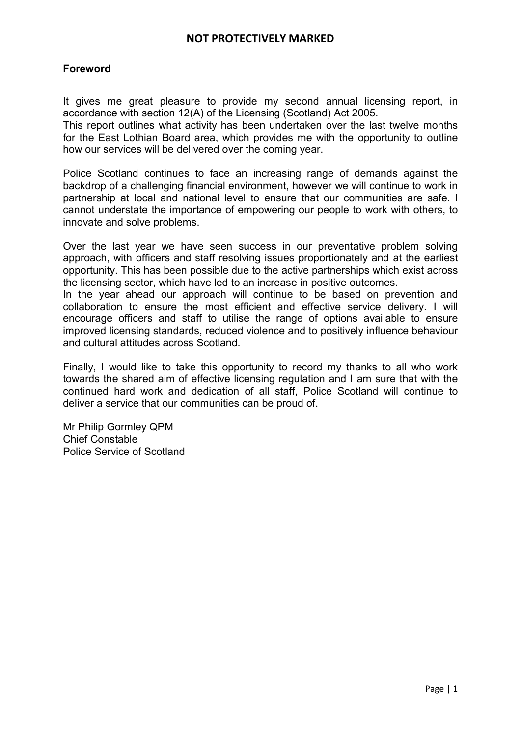NOT PROTECTIVELY MARKED

## Foreword

It gives me great pleasure to provide my second annual licensing report, in accordance with section 12(A) of the Licensing (Scotland) Act 2005.
This report outlines what activity has been undertaken over the last twelve months for the East Lothian Board area, which provides me with the opportunity to outline how our services will be delivered over the coming year.

Police Scotland continues to face an increasing range of demands against the backdrop of a challenging financial environment, however we will continue to work in partnership at local and national level to ensure that our communities are safe. I cannot understate the importance of empowering our people to work with others, to innovate and solve problems.

Over the last year we have seen success in our preventative problem solving approach, with officers and staff resolving issues proportionately and at the earliest opportunity. This has been possible due to the active partnerships which exist across the licensing sector, which have led to an increase in positive outcomes.
In the year ahead our approach will continue to be based on prevention and collaboration to ensure the most efficient and effective service delivery. I will encourage officers and staff to utilise the range of options available to ensure improved licensing standards, reduced violence and to positively influence behaviour and cultural attitudes across Scotland.

Finally, I would like to take this opportunity to record my thanks to all who work towards the shared aim of effective licensing regulation and I am sure that with the continued hard work and dedication of all staff, Police Scotland will continue to deliver a service that our communities can be proud of.

Mr Philip Gormley QPM
Chief Constable
Police Service of Scotland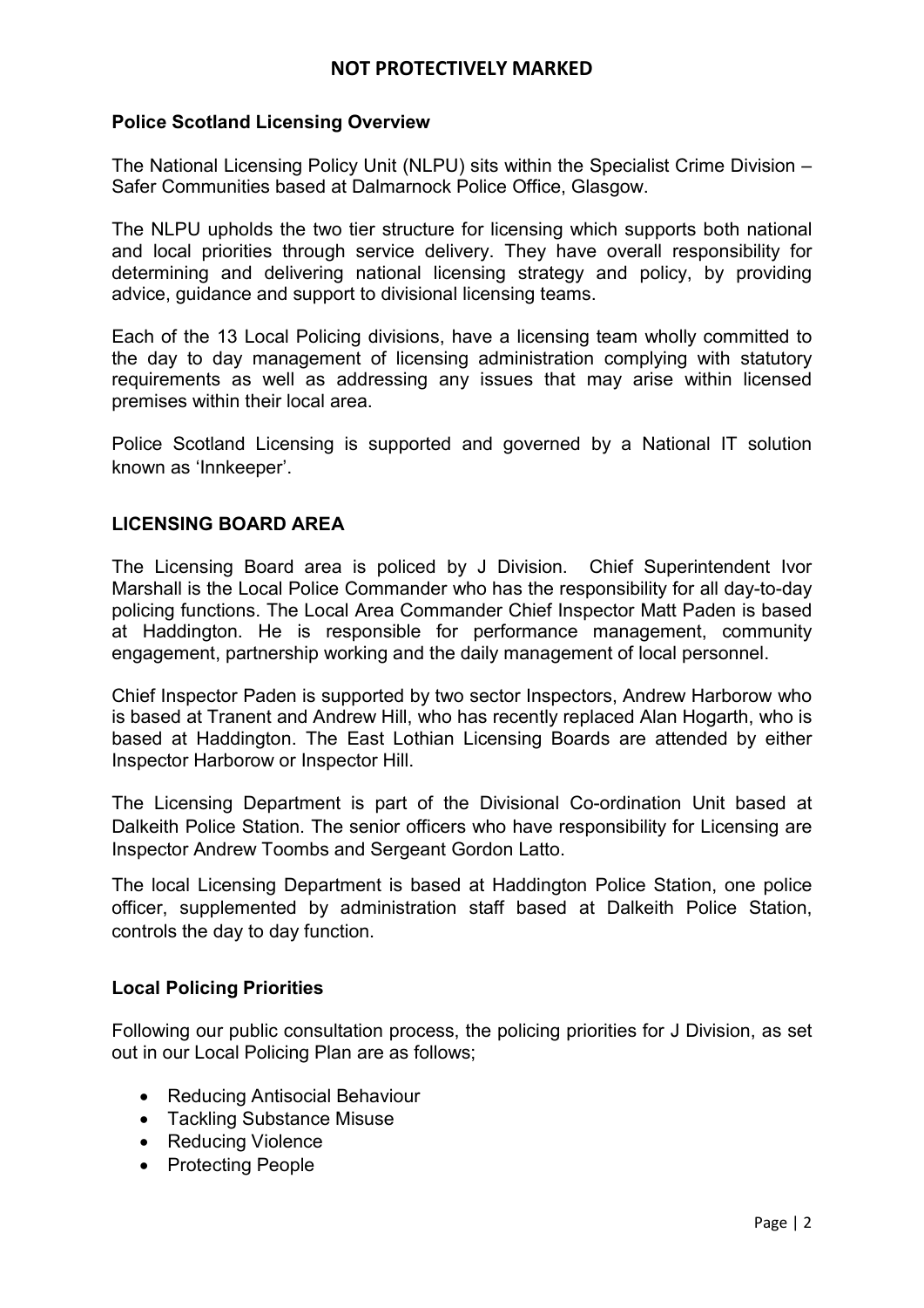**Police Scotland Licensing Overview**

The National Licensing Policy Unit (NLPU) sits within the Specialist Crime Division – Safer Communities based at Dalmarnock Police Office, Glasgow.

The NLPU upholds the two tier structure for licensing which supports both national and local priorities through service delivery. They have overall responsibility for determining and delivering national licensing strategy and policy, by providing advice, guidance and support to divisional licensing teams.

Each of the 13 Local Policing divisions, have a licensing team wholly committed to the day to day management of licensing administration complying with statutory requirements as well as addressing any issues that may arise within licensed premises within their local area.

Police Scotland Licensing is supported and governed by a National IT solution known as 'Innkeeper'.

**LICENSING BOARD AREA**

The Licensing Board area is policed by J Division. Chief Superintendent Ivor Marshall is the Local Police Commander who has the responsibility for all day-to-day policing functions. The Local Area Commander Chief Inspector Matt Paden is based at Haddington. He is responsible for performance management, community engagement, partnership working and the daily management of local personnel.

Chief Inspector Paden is supported by two sector Inspectors, Andrew Harborow who is based at Tranent and Andrew Hill, who has recently replaced Alan Hogarth, who is based at Haddington. The East Lothian Licensing Boards are attended by either Inspector Harborow or Inspector Hill.

The Licensing Department is part of the Divisional Co-ordination Unit based at Dalkeith Police Station. The senior officers who have responsibility for Licensing are Inspector Andrew Toombs and Sergeant Gordon Latto.

The local Licensing Department is based at Haddington Police Station, one police officer, supplemented by administration staff based at Dalkeith Police Station, controls the day to day function.

**Local Policing Priorities**

Following our public consultation process, the policing priorities for J Division, as set out in our Local Policing Plan are as follows;

- Reducing Antisocial Behaviour
- Tackling Substance Misuse
- Reducing Violence
- Protecting People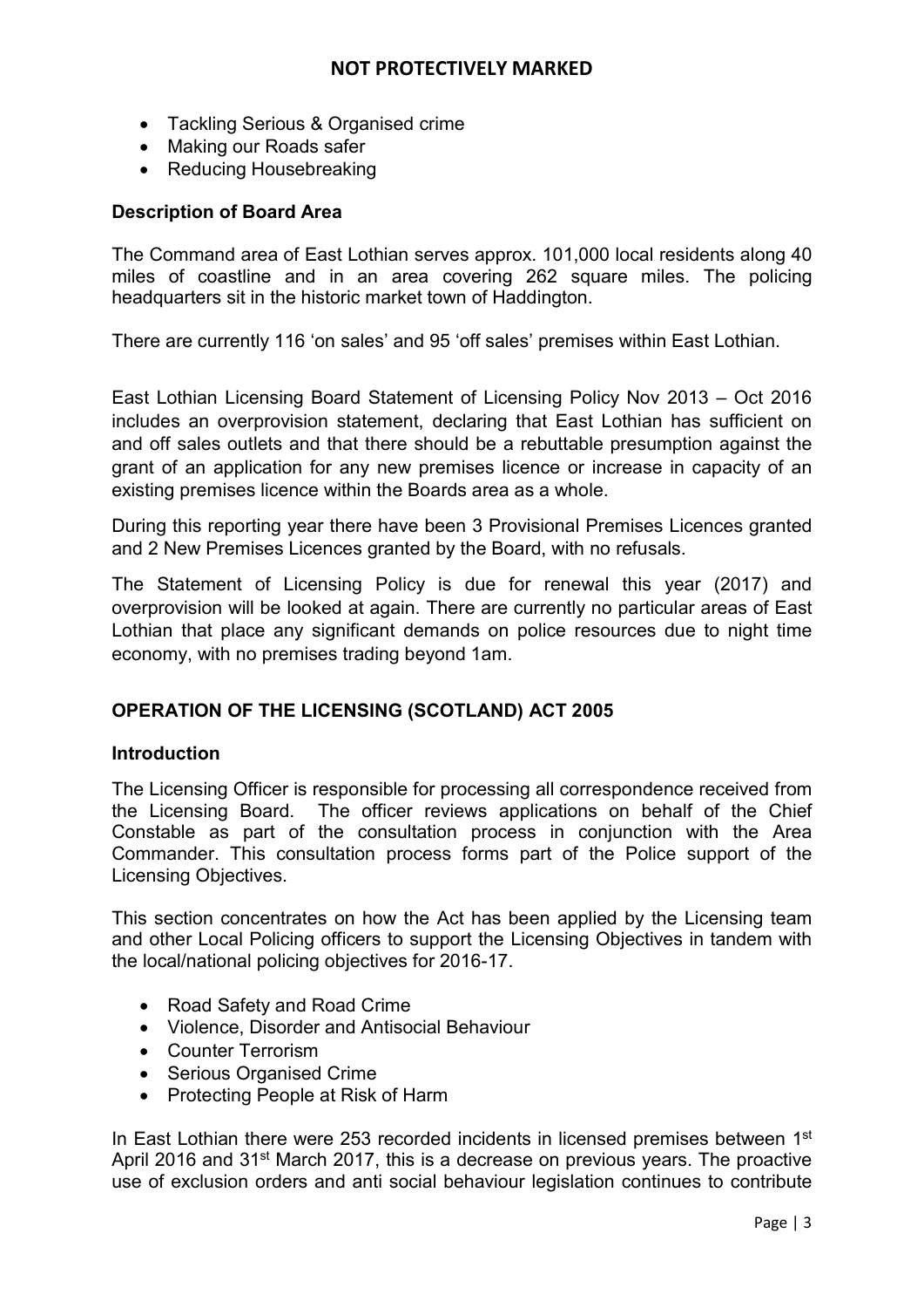- Tackling Serious & Organised crime
- Making our Roads safer
- Reducing Housebreaking

### Description of Board Area

The Command area of East Lothian serves approx. 101,000 local residents along 40 miles of coastline and in an area covering 262 square miles. The policing headquarters sit in the historic market town of Haddington.

There are currently 116 'on sales' and 95 'off sales' premises within East Lothian.

East Lothian Licensing Board Statement of Licensing Policy Nov 2013 – Oct 2016 includes an overprovision statement, declaring that East Lothian has sufficient on and off sales outlets and that there should be a rebuttable presumption against the grant of an application for any new premises licence or increase in capacity of an existing premises licence within the Boards area as a whole.

During this reporting year there have been 3 Provisional Premises Licences granted and 2 New Premises Licences granted by the Board, with no refusals.

The Statement of Licensing Policy is due for renewal this year (2017) and overprovision will be looked at again. There are currently no particular areas of East Lothian that place any significant demands on police resources due to night time economy, with no premises trading beyond 1am.

## OPERATION OF THE LICENSING (SCOTLAND) ACT 2005

### Introduction

The Licensing Officer is responsible for processing all correspondence received from the Licensing Board. The officer reviews applications on behalf of the Chief Constable as part of the consultation process in conjunction with the Area Commander. This consultation process forms part of the Police support of the Licensing Objectives.

This section concentrates on how the Act has been applied by the Licensing team and other Local Policing officers to support the Licensing Objectives in tandem with the local/national policing objectives for 2016-17.

- Road Safety and Road Crime
- Violence, Disorder and Antisocial Behaviour
- Counter Terrorism
- Serious Organised Crime
- Protecting People at Risk of Harm

In East Lothian there were 253 recorded incidents in licensed premises between 1st April 2016 and 31st March 2017, this is a decrease on previous years. The proactive use of exclusion orders and anti social behaviour legislation continues to contribute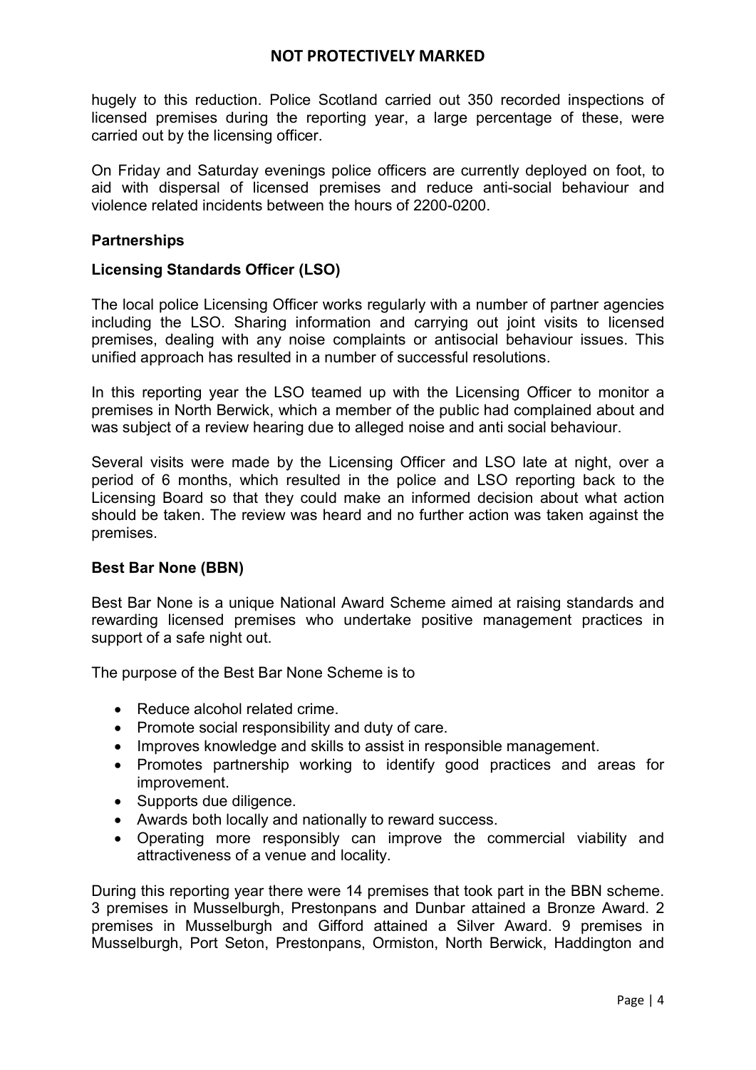hugely to this reduction. Police Scotland carried out 350 recorded inspections of licensed premises during the reporting year, a large percentage of these, were carried out by the licensing officer.

On Friday and Saturday evenings police officers are currently deployed on foot, to aid with dispersal of licensed premises and reduce anti-social behaviour and violence related incidents between the hours of 2200-0200.

### Partnerships

### Licensing Standards Officer (LSO)

The local police Licensing Officer works regularly with a number of partner agencies including the LSO. Sharing information and carrying out joint visits to licensed premises, dealing with any noise complaints or antisocial behaviour issues. This unified approach has resulted in a number of successful resolutions.

In this reporting year the LSO teamed up with the Licensing Officer to monitor a premises in North Berwick, which a member of the public had complained about and was subject of a review hearing due to alleged noise and anti social behaviour.

Several visits were made by the Licensing Officer and LSO late at night, over a period of 6 months, which resulted in the police and LSO reporting back to the Licensing Board so that they could make an informed decision about what action should be taken. The review was heard and no further action was taken against the premises.

### Best Bar None (BBN)

Best Bar None is a unique National Award Scheme aimed at raising standards and rewarding licensed premises who undertake positive management practices in support of a safe night out.

The purpose of the Best Bar None Scheme is to

- Reduce alcohol related crime.
- Promote social responsibility and duty of care.
- Improves knowledge and skills to assist in responsible management.
- Promotes partnership working to identify good practices and areas for improvement.
- Supports due diligence.
- Awards both locally and nationally to reward success.
- Operating more responsibly can improve the commercial viability and attractiveness of a venue and locality.

During this reporting year there were 14 premises that took part in the BBN scheme. 3 premises in Musselburgh, Prestonpans and Dunbar attained a Bronze Award. 2 premises in Musselburgh and Gifford attained a Silver Award. 9 premises in Musselburgh, Port Seton, Prestonpans, Ormiston, North Berwick, Haddington and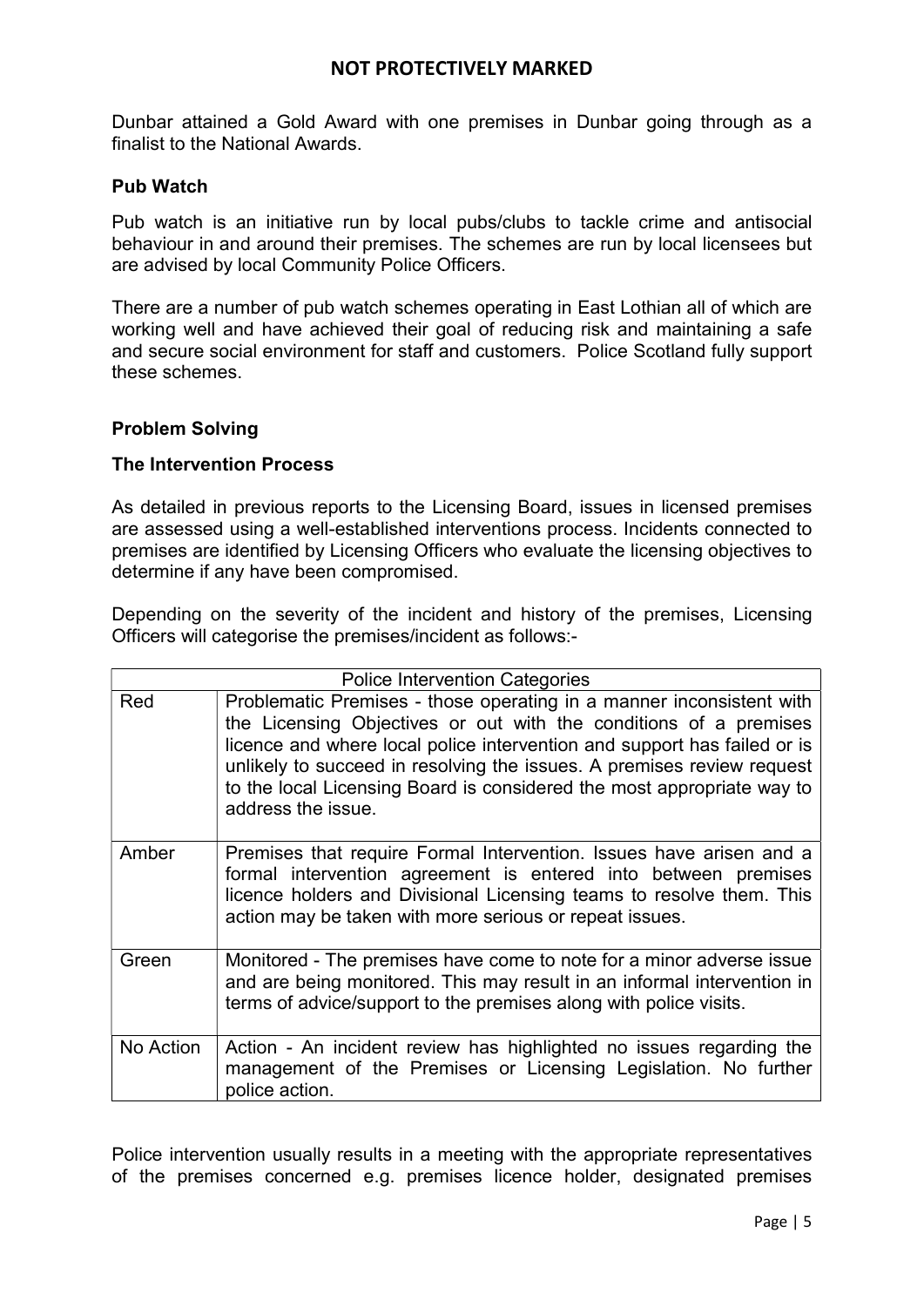Dunbar attained a Gold Award with one premises in Dunbar going through as a finalist to the National Awards.

**Pub Watch**

Pub watch is an initiative run by local pubs/clubs to tackle crime and antisocial behaviour in and around their premises. The schemes are run by local licensees but are advised by local Community Police Officers.

There are a number of pub watch schemes operating in East Lothian all of which are working well and have achieved their goal of reducing risk and maintaining a safe and secure social environment for staff and customers. Police Scotland fully support these schemes.

**Problem Solving**

**The Intervention Process**

As detailed in previous reports to the Licensing Board, issues in licensed premises are assessed using a well-established interventions process. Incidents connected to premises are identified by Licensing Officers who evaluate the licensing objectives to determine if any have been compromised.

Depending on the severity of the incident and history of the premises, Licensing Officers will categorise the premises/incident as follows:-

| Police Intervention Categories | |
|---|---|
| Red | Problematic Premises - those operating in a manner inconsistent with the Licensing Objectives or out with the conditions of a premises licence and where local police intervention and support has failed or is unlikely to succeed in resolving the issues. A premises review request to the local Licensing Board is considered the most appropriate way to address the issue. |
| Amber | Premises that require Formal Intervention. Issues have arisen and a formal intervention agreement is entered into between premises licence holders and Divisional Licensing teams to resolve them. This action may be taken with more serious or repeat issues. |
| Green | Monitored - The premises have come to note for a minor adverse issue and are being monitored. This may result in an informal intervention in terms of advice/support to the premises along with police visits. |
| No Action | Action - An incident review has highlighted no issues regarding the management of the Premises or Licensing Legislation. No further police action. |

Police intervention usually results in a meeting with the appropriate representatives of the premises concerned e.g. premises licence holder, designated premises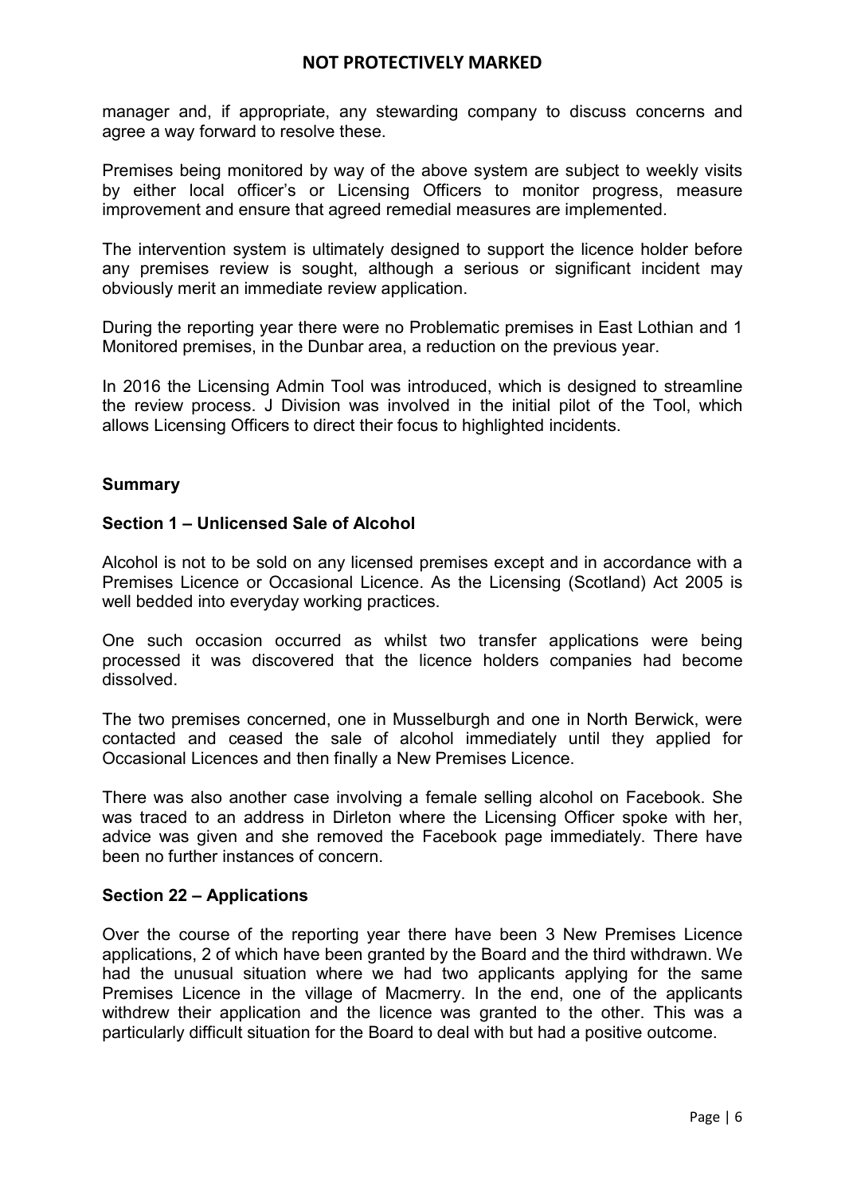manager and, if appropriate, any stewarding company to discuss concerns and agree a way forward to resolve these.

Premises being monitored by way of the above system are subject to weekly visits by either local officer's or Licensing Officers to monitor progress, measure improvement and ensure that agreed remedial measures are implemented.

The intervention system is ultimately designed to support the licence holder before any premises review is sought, although a serious or significant incident may obviously merit an immediate review application.

During the reporting year there were no Problematic premises in East Lothian and 1 Monitored premises, in the Dunbar area, a reduction on the previous year.

In 2016 the Licensing Admin Tool was introduced, which is designed to streamline the review process. J Division was involved in the initial pilot of the Tool, which allows Licensing Officers to direct their focus to highlighted incidents.

## Summary

### Section 1 – Unlicensed Sale of Alcohol

Alcohol is not to be sold on any licensed premises except and in accordance with a Premises Licence or Occasional Licence. As the Licensing (Scotland) Act 2005 is well bedded into everyday working practices.

One such occasion occurred as whilst two transfer applications were being processed it was discovered that the licence holders companies had become dissolved.

The two premises concerned, one in Musselburgh and one in North Berwick, were contacted and ceased the sale of alcohol immediately until they applied for Occasional Licences and then finally a New Premises Licence.

There was also another case involving a female selling alcohol on Facebook. She was traced to an address in Dirleton where the Licensing Officer spoke with her, advice was given and she removed the Facebook page immediately. There have been no further instances of concern.

### Section 22 – Applications

Over the course of the reporting year there have been 3 New Premises Licence applications, 2 of which have been granted by the Board and the third withdrawn. We had the unusual situation where we had two applicants applying for the same Premises Licence in the village of Macmerry. In the end, one of the applicants withdrew their application and the licence was granted to the other. This was a particularly difficult situation for the Board to deal with but had a positive outcome.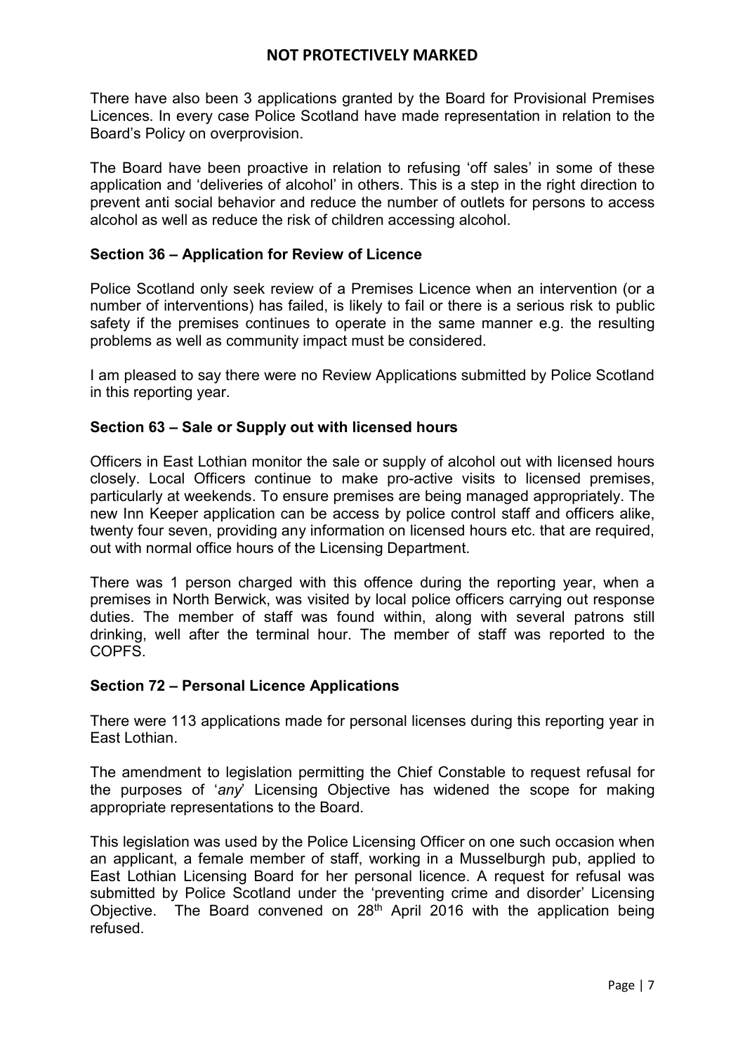There have also been 3 applications granted by the Board for Provisional Premises Licences. In every case Police Scotland have made representation in relation to the Board's Policy on overprovision.

The Board have been proactive in relation to refusing 'off sales' in some of these application and 'deliveries of alcohol' in others. This is a step in the right direction to prevent anti social behavior and reduce the number of outlets for persons to access alcohol as well as reduce the risk of children accessing alcohol.

**Section 36 – Application for Review of Licence**

Police Scotland only seek review of a Premises Licence when an intervention (or a number of interventions) has failed, is likely to fail or there is a serious risk to public safety if the premises continues to operate in the same manner e.g. the resulting problems as well as community impact must be considered.

I am pleased to say there were no Review Applications submitted by Police Scotland in this reporting year.

**Section 63 – Sale or Supply out with licensed hours**

Officers in East Lothian monitor the sale or supply of alcohol out with licensed hours closely. Local Officers continue to make pro-active visits to licensed premises, particularly at weekends. To ensure premises are being managed appropriately. The new Inn Keeper application can be access by police control staff and officers alike, twenty four seven, providing any information on licensed hours etc. that are required, out with normal office hours of the Licensing Department.

There was 1 person charged with this offence during the reporting year, when a premises in North Berwick, was visited by local police officers carrying out response duties. The member of staff was found within, along with several patrons still drinking, well after the terminal hour. The member of staff was reported to the COPFS.

**Section 72 – Personal Licence Applications**

There were 113 applications made for personal licenses during this reporting year in East Lothian.

The amendment to legislation permitting the Chief Constable to request refusal for the purposes of '*any*' Licensing Objective has widened the scope for making appropriate representations to the Board.

This legislation was used by the Police Licensing Officer on one such occasion when an applicant, a female member of staff, working in a Musselburgh pub, applied to East Lothian Licensing Board for her personal licence. A request for refusal was submitted by Police Scotland under the 'preventing crime and disorder' Licensing Objective. The Board convened on 28th April 2016 with the application being refused.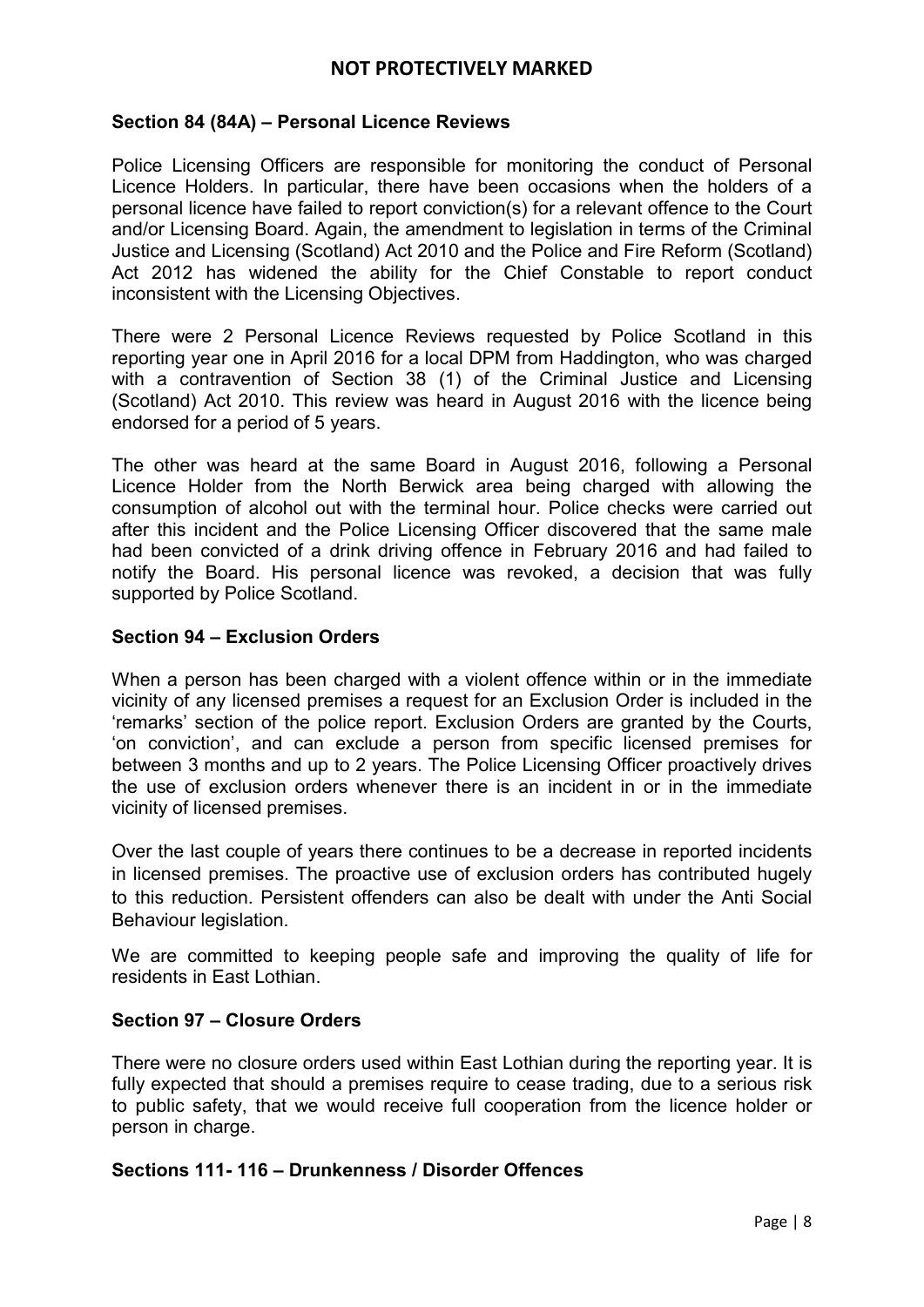### Section 84 (84A) – Personal Licence Reviews

Police Licensing Officers are responsible for monitoring the conduct of Personal Licence Holders. In particular, there have been occasions when the holders of a personal licence have failed to report conviction(s) for a relevant offence to the Court and/or Licensing Board. Again, the amendment to legislation in terms of the Criminal Justice and Licensing (Scotland) Act 2010 and the Police and Fire Reform (Scotland) Act 2012 has widened the ability for the Chief Constable to report conduct inconsistent with the Licensing Objectives.

There were 2 Personal Licence Reviews requested by Police Scotland in this reporting year one in April 2016 for a local DPM from Haddington, who was charged with a contravention of Section 38 (1) of the Criminal Justice and Licensing (Scotland) Act 2010. This review was heard in August 2016 with the licence being endorsed for a period of 5 years.

The other was heard at the same Board in August 2016, following a Personal Licence Holder from the North Berwick area being charged with allowing the consumption of alcohol out with the terminal hour. Police checks were carried out after this incident and the Police Licensing Officer discovered that the same male had been convicted of a drink driving offence in February 2016 and had failed to notify the Board. His personal licence was revoked, a decision that was fully supported by Police Scotland.

### Section 94 – Exclusion Orders

When a person has been charged with a violent offence within or in the immediate vicinity of any licensed premises a request for an Exclusion Order is included in the 'remarks' section of the police report. Exclusion Orders are granted by the Courts, 'on conviction', and can exclude a person from specific licensed premises for between 3 months and up to 2 years. The Police Licensing Officer proactively drives the use of exclusion orders whenever there is an incident in or in the immediate vicinity of licensed premises.

Over the last couple of years there continues to be a decrease in reported incidents in licensed premises. The proactive use of exclusion orders has contributed hugely to this reduction. Persistent offenders can also be dealt with under the Anti Social Behaviour legislation.

We are committed to keeping people safe and improving the quality of life for residents in East Lothian.

### Section 97 – Closure Orders

There were no closure orders used within East Lothian during the reporting year. It is fully expected that should a premises require to cease trading, due to a serious risk to public safety, that we would receive full cooperation from the licence holder or person in charge.

### Sections 111- 116 – Drunkenness / Disorder Offences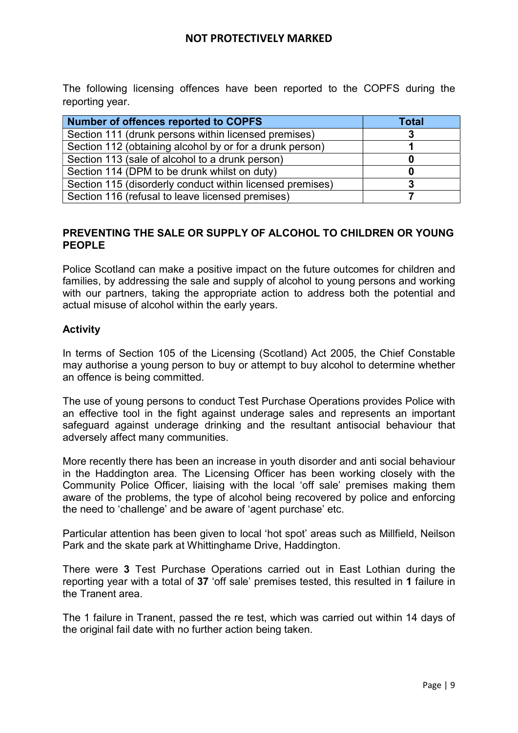The following licensing offences have been reported to the COPFS during the reporting year.

| Number of offences reported to COPFS | Total |
|---|---|
| Section 111 (drunk persons within licensed premises) | **3** |
| Section 112 (obtaining alcohol by or for a drunk person) | **1** |
| Section 113 (sale of alcohol to a drunk person) | **0** |
| Section 114 (DPM to be drunk whilst on duty) | **0** |
| Section 115 (disorderly conduct within licensed premises) | **3** |
| Section 116 (refusal to leave licensed premises) | **7** |

## PREVENTING THE SALE OR SUPPLY OF ALCOHOL TO CHILDREN OR YOUNG PEOPLE

Police Scotland can make a positive impact on the future outcomes for children and families, by addressing the sale and supply of alcohol to young persons and working with our partners, taking the appropriate action to address both the potential and actual misuse of alcohol within the early years.

### Activity

In terms of Section 105 of the Licensing (Scotland) Act 2005, the Chief Constable may authorise a young person to buy or attempt to buy alcohol to determine whether an offence is being committed.

The use of young persons to conduct Test Purchase Operations provides Police with an effective tool in the fight against underage sales and represents an important safeguard against underage drinking and the resultant antisocial behaviour that adversely affect many communities.

More recently there has been an increase in youth disorder and anti social behaviour in the Haddington area. The Licensing Officer has been working closely with the Community Police Officer, liaising with the local 'off sale' premises making them aware of the problems, the type of alcohol being recovered by police and enforcing the need to 'challenge' and be aware of 'agent purchase' etc.

Particular attention has been given to local 'hot spot' areas such as Millfield, Neilson Park and the skate park at Whittinghame Drive, Haddington.

There were **3** Test Purchase Operations carried out in East Lothian during the reporting year with a total of **37** 'off sale' premises tested, this resulted in **1** failure in the Tranent area.

The 1 failure in Tranent, passed the re test, which was carried out within 14 days of the original fail date with no further action being taken.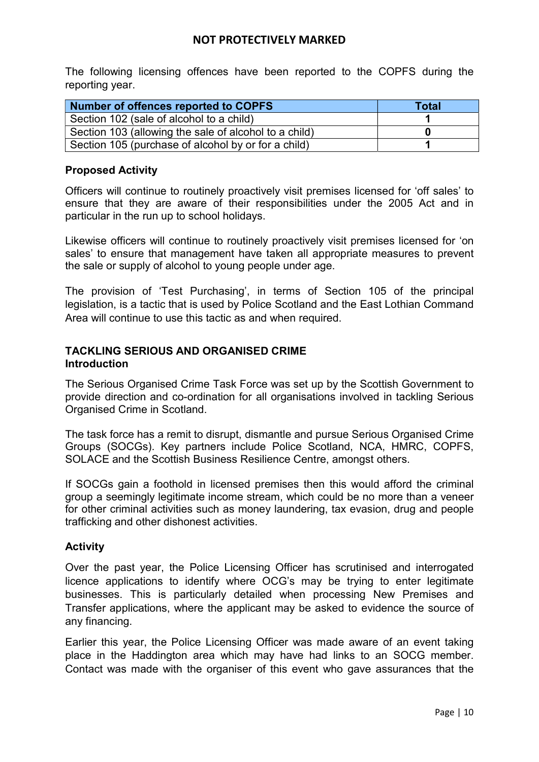The following licensing offences have been reported to the COPFS during the reporting year.

| Number of offences reported to COPFS | Total |
|---|---|
| Section 102 (sale of alcohol to a child) | **1** |
| Section 103 (allowing the sale of alcohol to a child) | **0** |
| Section 105 (purchase of alcohol by or for a child) | **1** |

**Proposed Activity**

Officers will continue to routinely proactively visit premises licensed for 'off sales' to ensure that they are aware of their responsibilities under the 2005 Act and in particular in the run up to school holidays.

Likewise officers will continue to routinely proactively visit premises licensed for 'on sales' to ensure that management have taken all appropriate measures to prevent the sale or supply of alcohol to young people under age.

The provision of 'Test Purchasing', in terms of Section 105 of the principal legislation, is a tactic that is used by Police Scotland and the East Lothian Command Area will continue to use this tactic as and when required.

## TACKLING SERIOUS AND ORGANISED CRIME

**Introduction**

The Serious Organised Crime Task Force was set up by the Scottish Government to provide direction and co-ordination for all organisations involved in tackling Serious Organised Crime in Scotland.

The task force has a remit to disrupt, dismantle and pursue Serious Organised Crime Groups (SOCGs). Key partners include Police Scotland, NCA, HMRC, COPFS, SOLACE and the Scottish Business Resilience Centre, amongst others.

If SOCGs gain a foothold in licensed premises then this would afford the criminal group a seemingly legitimate income stream, which could be no more than a veneer for other criminal activities such as money laundering, tax evasion, drug and people trafficking and other dishonest activities.

**Activity**

Over the past year, the Police Licensing Officer has scrutinised and interrogated licence applications to identify where OCG's may be trying to enter legitimate businesses. This is particularly detailed when processing New Premises and Transfer applications, where the applicant may be asked to evidence the source of any financing.

Earlier this year, the Police Licensing Officer was made aware of an event taking place in the Haddington area which may have had links to an SOCG member. Contact was made with the organiser of this event who gave assurances that the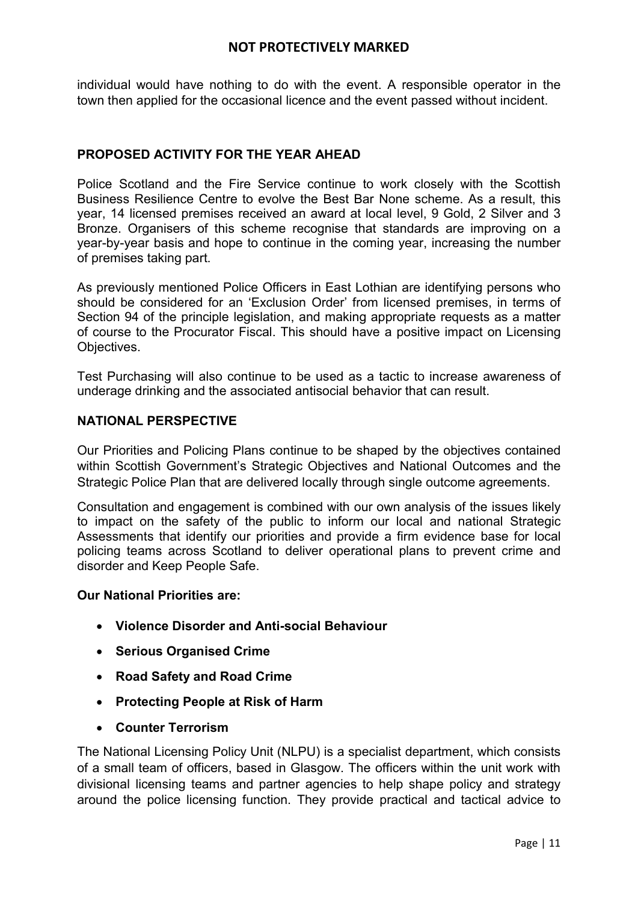individual would have nothing to do with the event. A responsible operator in the town then applied for the occasional licence and the event passed without incident.

## PROPOSED ACTIVITY FOR THE YEAR AHEAD

Police Scotland and the Fire Service continue to work closely with the Scottish Business Resilience Centre to evolve the Best Bar None scheme. As a result, this year, 14 licensed premises received an award at local level, 9 Gold, 2 Silver and 3 Bronze. Organisers of this scheme recognise that standards are improving on a year-by-year basis and hope to continue in the coming year, increasing the number of premises taking part.

As previously mentioned Police Officers in East Lothian are identifying persons who should be considered for an 'Exclusion Order' from licensed premises, in terms of Section 94 of the principle legislation, and making appropriate requests as a matter of course to the Procurator Fiscal. This should have a positive impact on Licensing Objectives.

Test Purchasing will also continue to be used as a tactic to increase awareness of underage drinking and the associated antisocial behavior that can result.

## NATIONAL PERSPECTIVE

Our Priorities and Policing Plans continue to be shaped by the objectives contained within Scottish Government's Strategic Objectives and National Outcomes and the Strategic Police Plan that are delivered locally through single outcome agreements.

Consultation and engagement is combined with our own analysis of the issues likely to impact on the safety of the public to inform our local and national Strategic Assessments that identify our priorities and provide a firm evidence base for local policing teams across Scotland to deliver operational plans to prevent crime and disorder and Keep People Safe.

**Our National Priorities are:**

- **Violence Disorder and Anti-social Behaviour**
- **Serious Organised Crime**
- **Road Safety and Road Crime**
- **Protecting People at Risk of Harm**
- **Counter Terrorism**

The National Licensing Policy Unit (NLPU) is a specialist department, which consists of a small team of officers, based in Glasgow. The officers within the unit work with divisional licensing teams and partner agencies to help shape policy and strategy around the police licensing function. They provide practical and tactical advice to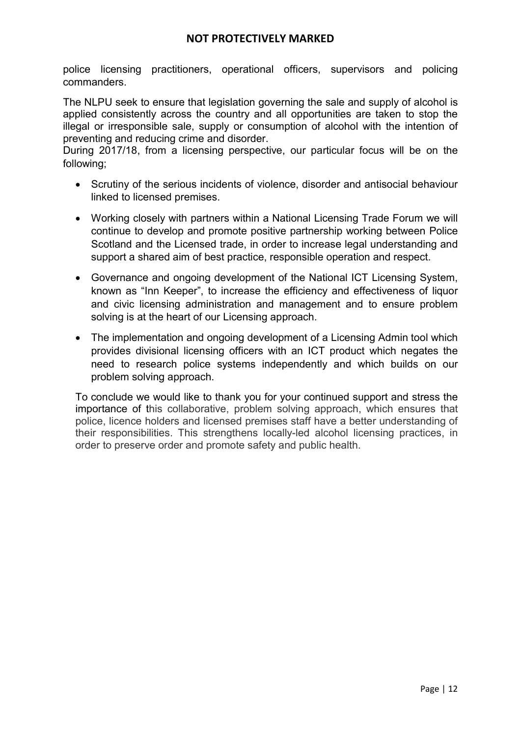police licensing practitioners, operational officers, supervisors and policing commanders.

The NLPU seek to ensure that legislation governing the sale and supply of alcohol is applied consistently across the country and all opportunities are taken to stop the illegal or irresponsible sale, supply or consumption of alcohol with the intention of preventing and reducing crime and disorder.

During 2017/18, from a licensing perspective, our particular focus will be on the following;

- Scrutiny of the serious incidents of violence, disorder and antisocial behaviour linked to licensed premises.
- Working closely with partners within a National Licensing Trade Forum we will continue to develop and promote positive partnership working between Police Scotland and the Licensed trade, in order to increase legal understanding and support a shared aim of best practice, responsible operation and respect.
- Governance and ongoing development of the National ICT Licensing System, known as "Inn Keeper", to increase the efficiency and effectiveness of liquor and civic licensing administration and management and to ensure problem solving is at the heart of our Licensing approach.
- The implementation and ongoing development of a Licensing Admin tool which provides divisional licensing officers with an ICT product which negates the need to research police systems independently and which builds on our problem solving approach.

To conclude we would like to thank you for your continued support and stress the importance of this collaborative, problem solving approach, which ensures that police, licence holders and licensed premises staff have a better understanding of their responsibilities. This strengthens locally-led alcohol licensing practices, in order to preserve order and promote safety and public health.